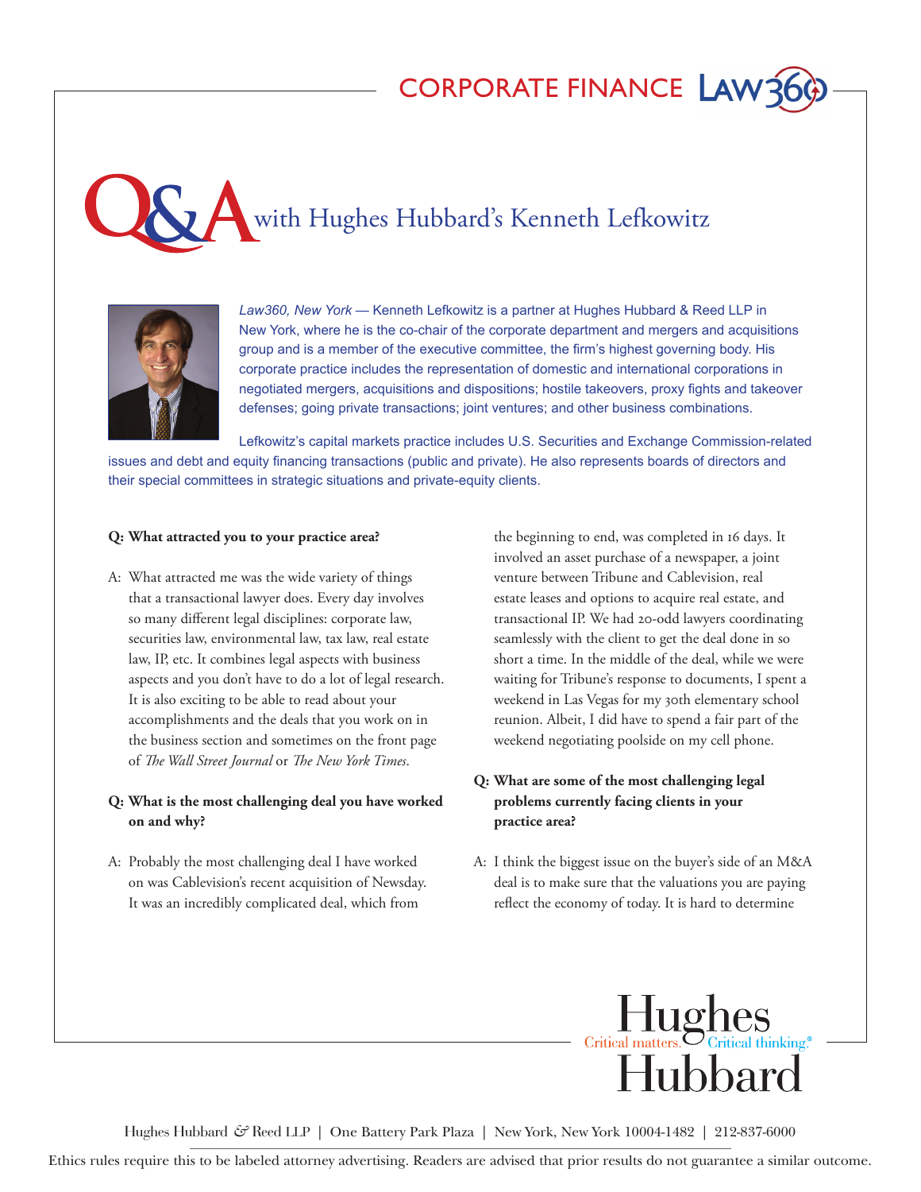CORPORATE FINANCE LAW360

# Q&A with Hughes Hubbard's Kenneth Lefkowitz

*Law360, New York* — Kenneth Lefkowitz is a partner at Hughes Hubbard & Reed LLP in New York, where he is the co-chair of the corporate department and mergers and acquisitions group and is a member of the executive committee, the firm's highest governing body. His corporate practice includes the representation of domestic and international corporations in negotiated mergers, acquisitions and dispositions; hostile takeovers, proxy fights and takeover defenses; going private transactions; joint ventures; and other business combinations.

Lefkowitz's capital markets practice includes U.S. Securities and Exchange Commission-related issues and debt and equity financing transactions (public and private). He also represents boards of directors and their special committees in strategic situations and private-equity clients.

**Q: What attracted you to your practice area?**

A: What attracted me was the wide variety of things that a transactional lawyer does. Every day involves so many different legal disciplines: corporate law, securities law, environmental law, tax law, real estate law, IP, etc. It combines legal aspects with business aspects and you don't have to do a lot of legal research. It is also exciting to be able to read about your accomplishments and the deals that you work on in the business section and sometimes on the front page of *The Wall Street Journal* or *The New York Times*.

**Q: What is the most challenging deal you have worked on and why?**

A: Probably the most challenging deal I have worked on was Cablevision's recent acquisition of Newsday. It was an incredibly complicated deal, which from the beginning to end, was completed in 16 days. It involved an asset purchase of a newspaper, a joint venture between Tribune and Cablevision, real estate leases and options to acquire real estate, and transactional IP. We had 20-odd lawyers coordinating seamlessly with the client to get the deal done in so short a time. In the middle of the deal, while we were waiting for Tribune's response to documents, I spent a weekend in Las Vegas for my 30th elementary school reunion. Albeit, I did have to spend a fair part of the weekend negotiating poolside on my cell phone.

**Q: What are some of the most challenging legal problems currently facing clients in your practice area?**

A: I think the biggest issue on the buyer's side of an M&A deal is to make sure that the valuations you are paying reflect the economy of today. It is hard to determine

Hughes Hubbard — Critical matters. Critical thinking.®

Hughes Hubbard & Reed LLP | One Battery Park Plaza | New York, New York 10004-1482 | 212-837-6000

Ethics rules require this to be labeled attorney advertising. Readers are advised that prior results do not guarantee a similar outcome.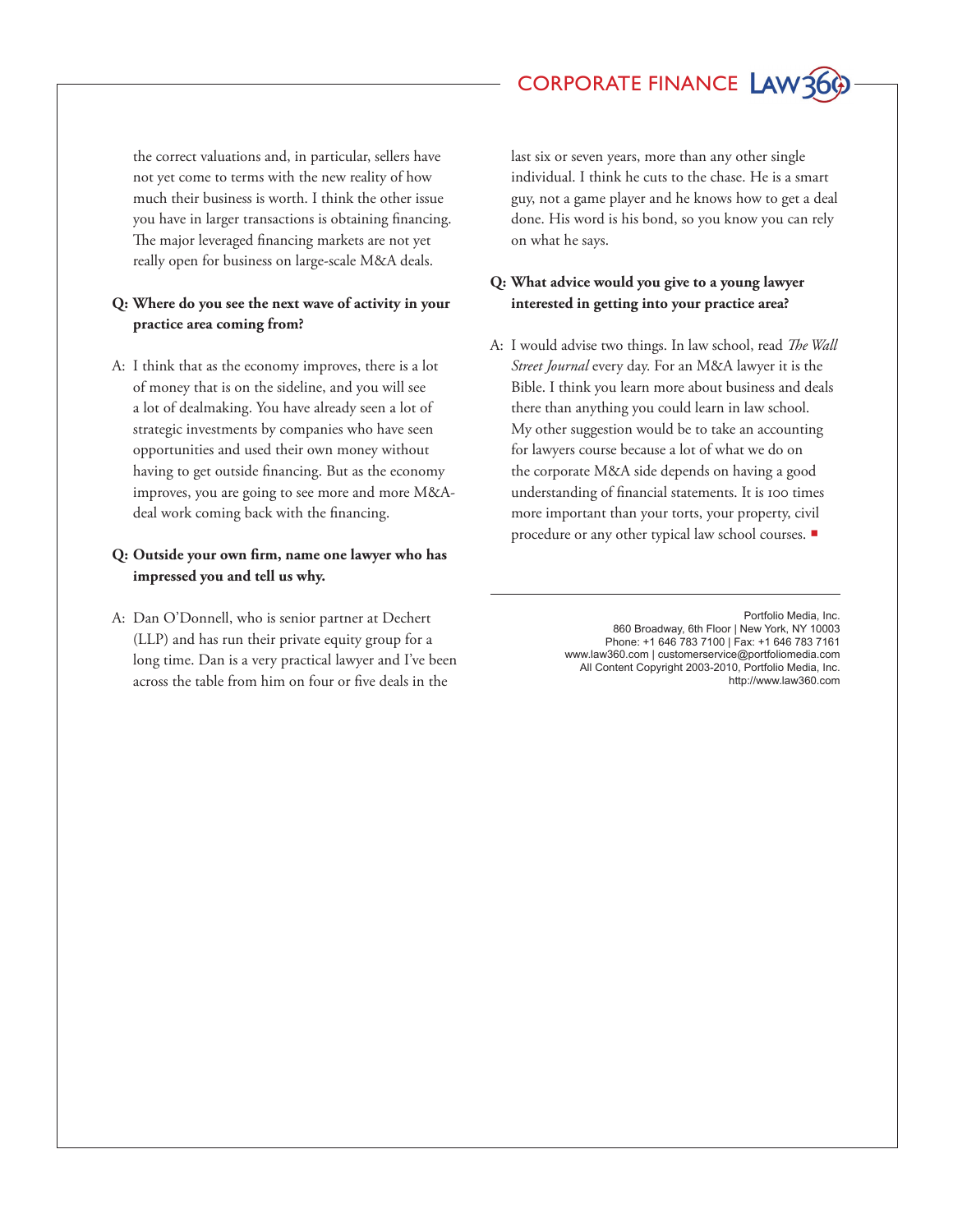the correct valuations and, in particular, sellers have not yet come to terms with the new reality of how much their business is worth. I think the other issue you have in larger transactions is obtaining financing. The major leveraged financing markets are not yet really open for business on large-scale M&A deals.

**Q: Where do you see the next wave of activity in your practice area coming from?**

A: I think that as the economy improves, there is a lot of money that is on the sideline, and you will see a lot of dealmaking. You have already seen a lot of strategic investments by companies who have seen opportunities and used their own money without having to get outside financing. But as the economy improves, you are going to see more and more M&A-deal work coming back with the financing.

**Q: Outside your own firm, name one lawyer who has impressed you and tell us why.**

A: Dan O'Donnell, who is senior partner at Dechert (LLP) and has run their private equity group for a long time. Dan is a very practical lawyer and I've been across the table from him on four or five deals in the last six or seven years, more than any other single individual. I think he cuts to the chase. He is a smart guy, not a game player and he knows how to get a deal done. His word is his bond, so you know you can rely on what he says.

**Q: What advice would you give to a young lawyer interested in getting into your practice area?**

A: I would advise two things. In law school, read *The Wall Street Journal* every day. For an M&A lawyer it is the Bible. I think you learn more about business and deals there than anything you could learn in law school. My other suggestion would be to take an accounting for lawyers course because a lot of what we do on the corporate M&A side depends on having a good understanding of financial statements. It is 100 times more important than your torts, your property, civil procedure or any other typical law school courses. ■

---

Portfolio Media, Inc.
860 Broadway, 6th Floor | New York, NY 10003
Phone: +1 646 783 7100 | Fax: +1 646 783 7161
www.law360.com | customerservice@portfoliomedia.com
All Content Copyright 2003-2010, Portfolio Media, Inc.
http://www.law360.com